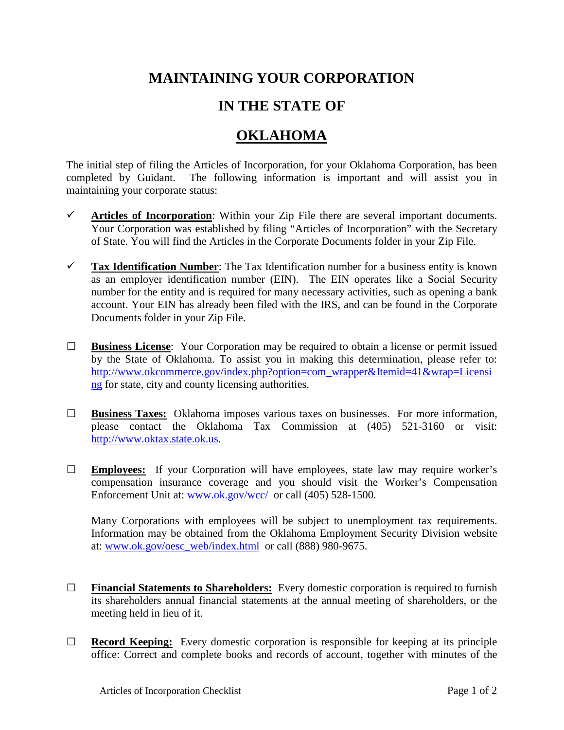# MAINTAINING YOUR CORPORATION

# IN THE STATE OF

# OKLAHOMA

The initial step of filing the Articles of Incorporation, for your Oklahoma Corporation, has been completed by Guidant. The following information is important and will assist you in maintaining your corporate status:

- ✓ **Articles of Incorporation**: Within your Zip File there are several important documents. Your Corporation was established by filing "Articles of Incorporation" with the Secretary of State. You will find the Articles in the Corporate Documents folder in your Zip File.

- ✓ **Tax Identification Number**: The Tax Identification number for a business entity is known as an employer identification number (EIN). The EIN operates like a Social Security number for the entity and is required for many necessary activities, such as opening a bank account. Your EIN has already been filed with the IRS, and can be found in the Corporate Documents folder in your Zip File.

- ☐ **Business License**: Your Corporation may be required to obtain a license or permit issued by the State of Oklahoma. To assist you in making this determination, please refer to: http://www.okcommerce.gov/index.php?option=com_wrapper&Itemid=41&wrap=Licensing for state, city and county licensing authorities.

- ☐ **Business Taxes:** Oklahoma imposes various taxes on businesses. For more information, please contact the Oklahoma Tax Commission at (405) 521-3160 or visit: http://www.oktax.state.ok.us.

- ☐ **Employees:** If your Corporation will have employees, state law may require worker's compensation insurance coverage and you should visit the Worker's Compensation Enforcement Unit at: www.ok.gov/wcc/ or call (405) 528-1500.

  Many Corporations with employees will be subject to unemployment tax requirements. Information may be obtained from the Oklahoma Employment Security Division website at: www.ok.gov/oesc_web/index.html or call (888) 980-9675.

- ☐ **Financial Statements to Shareholders:** Every domestic corporation is required to furnish its shareholders annual financial statements at the annual meeting of shareholders, or the meeting held in lieu of it.

- ☐ **Record Keeping:** Every domestic corporation is responsible for keeping at its principle office: Correct and complete books and records of account, together with minutes of the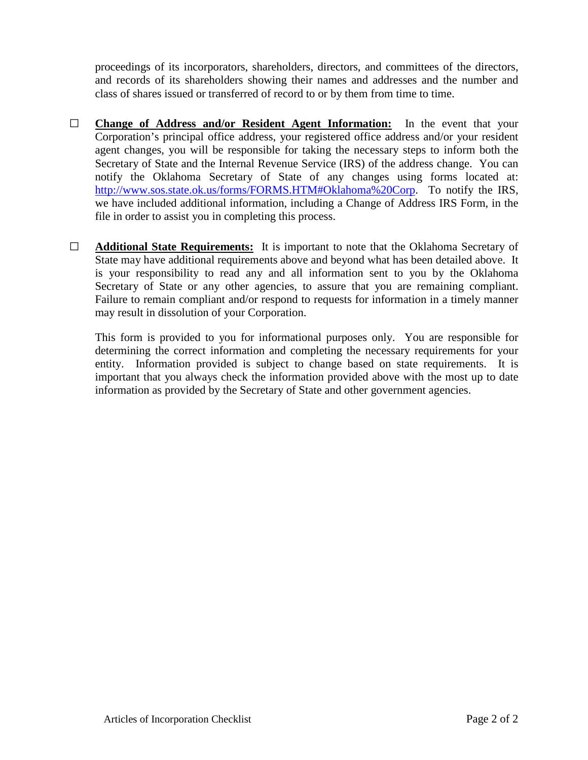proceedings of its incorporators, shareholders, directors, and committees of the directors, and records of its shareholders showing their names and addresses and the number and class of shares issued or transferred of record to or by them from time to time.

☐ **Change of Address and/or Resident Agent Information:** In the event that your Corporation's principal office address, your registered office address and/or your resident agent changes, you will be responsible for taking the necessary steps to inform both the Secretary of State and the Internal Revenue Service (IRS) of the address change. You can notify the Oklahoma Secretary of State of any changes using forms located at: [http://www.sos.state.ok.us/forms/FORMS.HTM#Oklahoma%20Corp](http://www.sos.state.ok.us/forms/FORMS.HTM#Oklahoma%20Corp). To notify the IRS, we have included additional information, including a Change of Address IRS Form, in the file in order to assist you in completing this process.

☐ **Additional State Requirements:** It is important to note that the Oklahoma Secretary of State may have additional requirements above and beyond what has been detailed above. It is your responsibility to read any and all information sent to you by the Oklahoma Secretary of State or any other agencies, to assure that you are remaining compliant. Failure to remain compliant and/or respond to requests for information in a timely manner may result in dissolution of your Corporation.

This form is provided to you for informational purposes only. You are responsible for determining the correct information and completing the necessary requirements for your entity. Information provided is subject to change based on state requirements. It is important that you always check the information provided above with the most up to date information as provided by the Secretary of State and other government agencies.